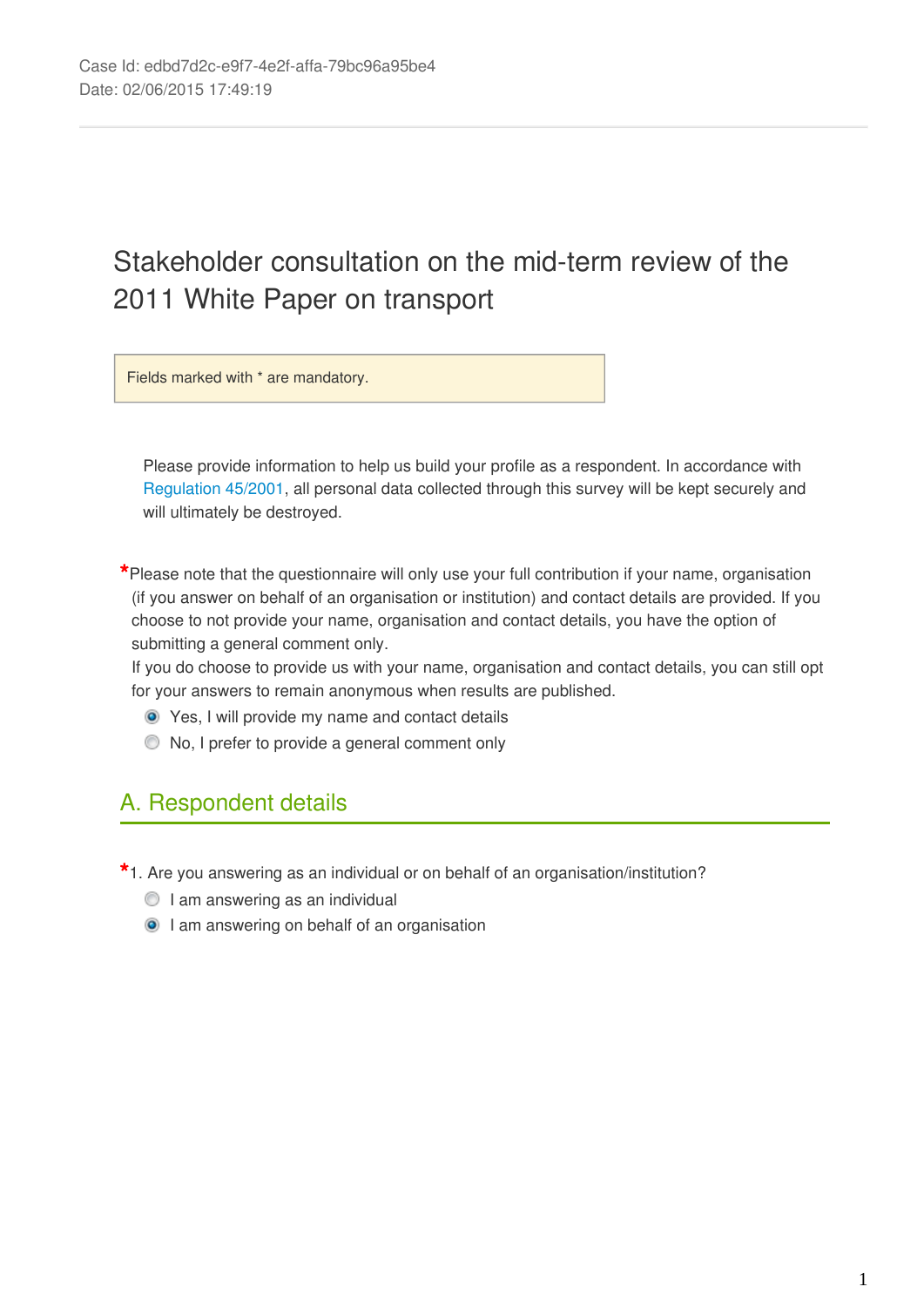Case Id: edbd7d2c-e9f7-4e2f-affa-79bc96a95be4
Date: 02/06/2015 17:49:19

# Stakeholder consultation on the mid-term review of the 2011 White Paper on transport

Fields marked with * are mandatory.

Please provide information to help us build your profile as a respondent. In accordance with Regulation 45/2001, all personal data collected through this survey will be kept securely and will ultimately be destroyed.

*Please note that the questionnaire will only use your full contribution if your name, organisation (if you answer on behalf of an organisation or institution) and contact details are provided. If you choose to not provide your name, organisation and contact details, you have the option of submitting a general comment only.
If you do choose to provide us with your name, organisation and contact details, you can still opt for your answers to remain anonymous when results are published.

- (x) Yes, I will provide my name and contact details
- ( ) No, I prefer to provide a general comment only

## A. Respondent details

*1. Are you answering as an individual or on behalf of an organisation/institution?

- ( ) I am answering as an individual
- (x) I am answering on behalf of an organisation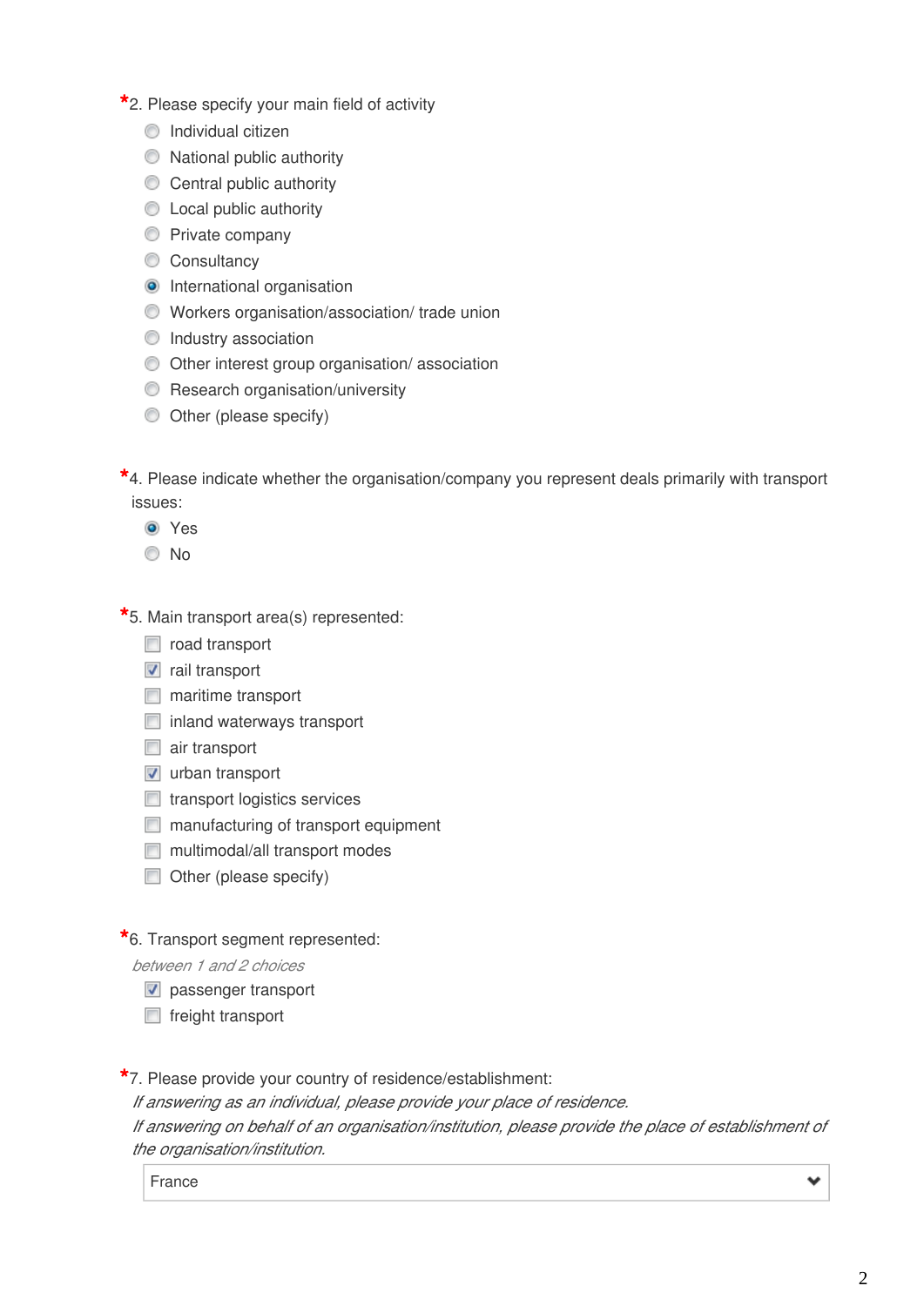*2. Please specify your main field of activity

- ( ) Individual citizen
- ( ) National public authority
- ( ) Central public authority
- ( ) Local public authority
- ( ) Private company
- ( ) Consultancy
- (•) International organisation
- ( ) Workers organisation/association/ trade union
- ( ) Industry association
- ( ) Other interest group organisation/ association
- ( ) Research organisation/university
- ( ) Other (please specify)

*4. Please indicate whether the organisation/company you represent deals primarily with transport issues:

- (•) Yes
- ( ) No

*5. Main transport area(s) represented:

- [ ] road transport
- [x] rail transport
- [ ] maritime transport
- [ ] inland waterways transport
- [ ] air transport
- [x] urban transport
- [ ] transport logistics services
- [ ] manufacturing of transport equipment
- [ ] multimodal/all transport modes
- [ ] Other (please specify)

*6. Transport segment represented:

*between 1 and 2 choices*

- [x] passenger transport
- [ ] freight transport

*7. Please provide your country of residence/establishment:

*If answering as an individual, please provide your place of residence.*

*If answering on behalf of an organisation/institution, please provide the place of establishment of the organisation/institution.*

France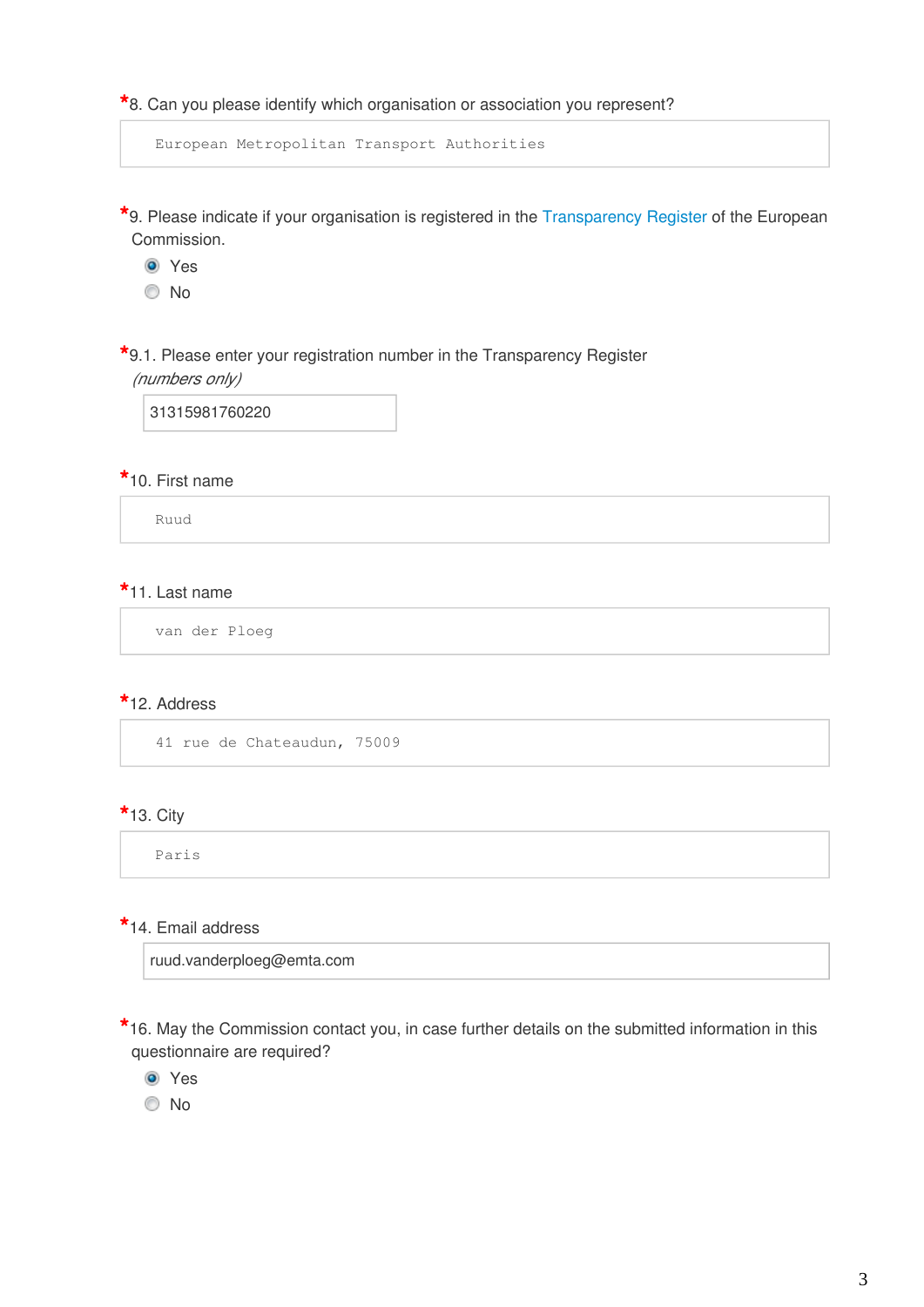*8. Can you please identify which organisation or association you represent?

European Metropolitan Transport Authorities

*9. Please indicate if your organisation is registered in the Transparency Register of the European Commission.

- (x) Yes
- ( ) No

*9.1. Please enter your registration number in the Transparency Register
*(numbers only)*

31315981760220

*10. First name

Ruud

*11. Last name

van der Ploeg

*12. Address

41 rue de Chateaudun, 75009

*13. City

Paris

*14. Email address

ruud.vanderploeg@emta.com

*16. May the Commission contact you, in case further details on the submitted information in this questionnaire are required?

- (x) Yes
- ( ) No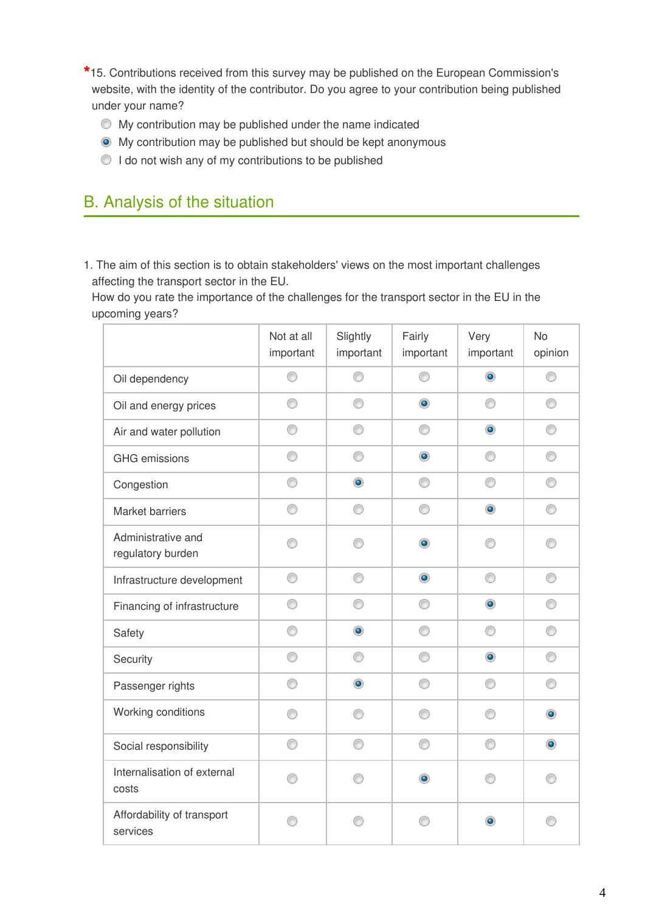*15. Contributions received from this survey may be published on the European Commission's website, with the identity of the contributor. Do you agree to your contribution being published under your name?

- ◯ My contribution may be published under the name indicated
- ◉ My contribution may be published but should be kept anonymous
- ◯ I do not wish any of my contributions to be published

## B. Analysis of the situation

1. The aim of this section is to obtain stakeholders' views on the most important challenges affecting the transport sector in the EU.
How do you rate the importance of the challenges for the transport sector in the EU in the upcoming years?

| | Not at all important | Slightly important | Fairly important | Very important | No opinion |
|---|---|---|---|---|---|
| Oil dependency | ◯ | ◯ | ◯ | ◉ | ◯ |
| Oil and energy prices | ◯ | ◯ | ◉ | ◯ | ◯ |
| Air and water pollution | ◯ | ◯ | ◯ | ◉ | ◯ |
| GHG emissions | ◯ | ◯ | ◉ | ◯ | ◯ |
| Congestion | ◯ | ◉ | ◯ | ◯ | ◯ |
| Market barriers | ◯ | ◯ | ◯ | ◉ | ◯ |
| Administrative and regulatory burden | ◯ | ◯ | ◉ | ◯ | ◯ |
| Infrastructure development | ◯ | ◯ | ◉ | ◯ | ◯ |
| Financing of infrastructure | ◯ | ◯ | ◯ | ◉ | ◯ |
| Safety | ◯ | ◉ | ◯ | ◯ | ◯ |
| Security | ◯ | ◯ | ◯ | ◉ | ◯ |
| Passenger rights | ◯ | ◉ | ◯ | ◯ | ◯ |
| Working conditions | ◯ | ◯ | ◯ | ◯ | ◉ |
| Social responsibility | ◯ | ◯ | ◯ | ◯ | ◉ |
| Internalisation of external costs | ◯ | ◯ | ◉ | ◯ | ◯ |
| Affordability of transport services | ◯ | ◯ | ◯ | ◉ | ◯ |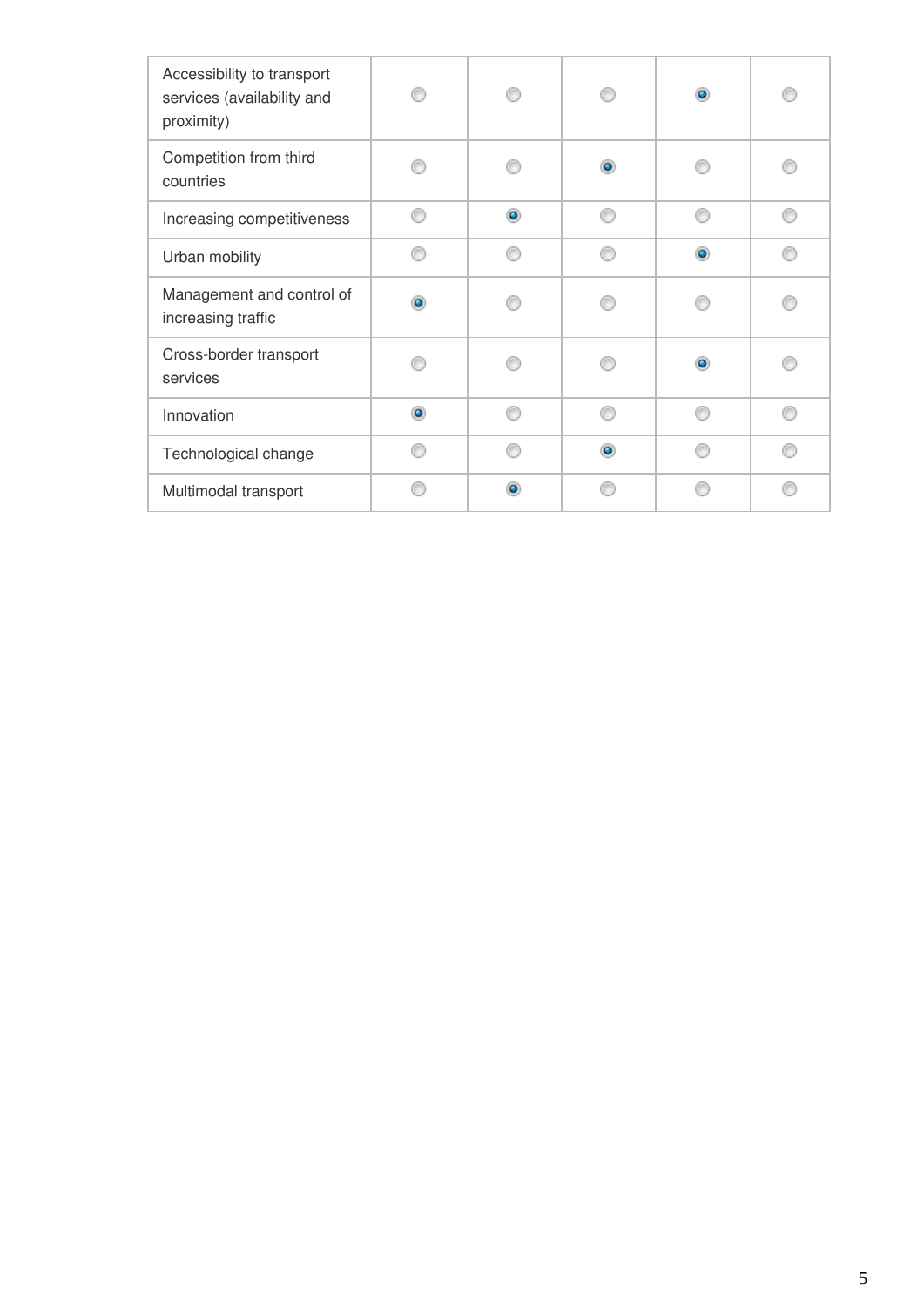| | | | | | |
|---|---|---|---|---|---|
| Accessibility to transport services (availability and proximity) | ○ | ○ | ○ | ● | ○ |
| Competition from third countries | ○ | ○ | ● | ○ | ○ |
| Increasing competitiveness | ○ | ● | ○ | ○ | ○ |
| Urban mobility | ○ | ○ | ○ | ● | ○ |
| Management and control of increasing traffic | ● | ○ | ○ | ○ | ○ |
| Cross-border transport services | ○ | ○ | ○ | ● | ○ |
| Innovation | ● | ○ | ○ | ○ | ○ |
| Technological change | ○ | ○ | ● | ○ | ○ |
| Multimodal transport | ○ | ● | ○ | ○ | ○ |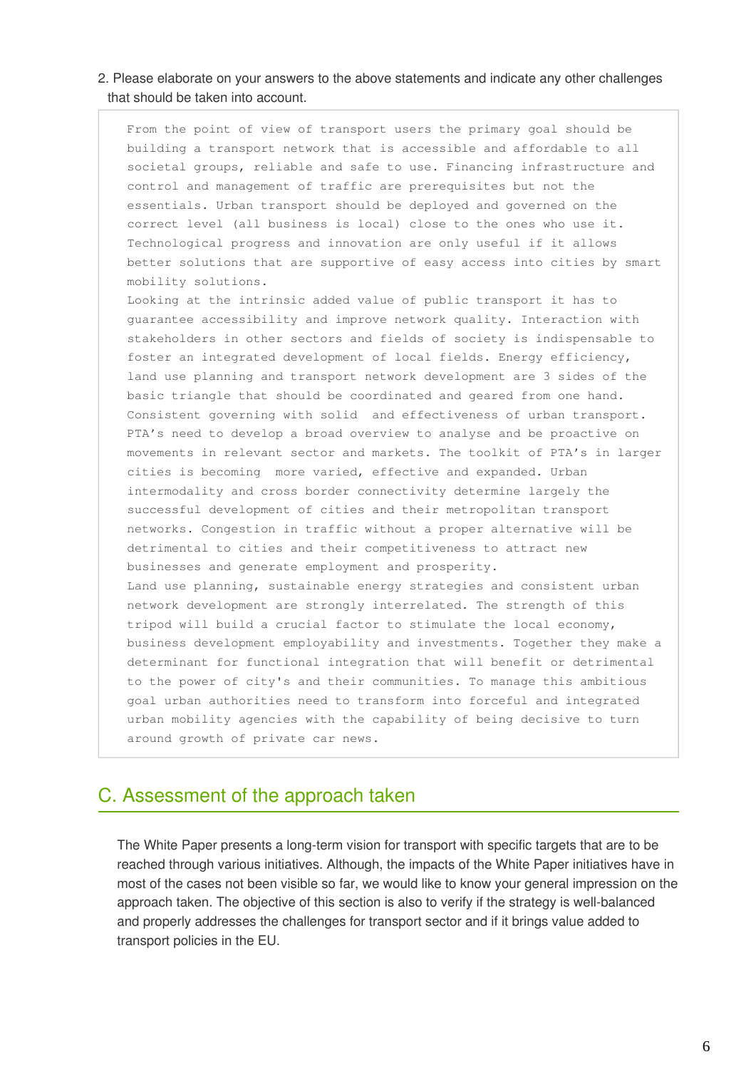2. Please elaborate on your answers to the above statements and indicate any other challenges that should be taken into account.

From the point of view of transport users the primary goal should be building a transport network that is accessible and affordable to all societal groups, reliable and safe to use. Financing infrastructure and control and management of traffic are prerequisites but not the essentials. Urban transport should be deployed and governed on the correct level (all business is local) close to the ones who use it. Technological progress and innovation are only useful if it allows better solutions that are supportive of easy access into cities by smart mobility solutions.

Looking at the intrinsic added value of public transport it has to guarantee accessibility and improve network quality. Interaction with stakeholders in other sectors and fields of society is indispensable to foster an integrated development of local fields. Energy efficiency, land use planning and transport network development are 3 sides of the basic triangle that should be coordinated and geared from one hand. Consistent governing with solid and effectiveness of urban transport. PTA’s need to develop a broad overview to analyse and be proactive on movements in relevant sector and markets. The toolkit of PTA’s in larger cities is becoming more varied, effective and expanded. Urban intermodality and cross border connectivity determine largely the successful development of cities and their metropolitan transport networks. Congestion in traffic without a proper alternative will be detrimental to cities and their competitiveness to attract new businesses and generate employment and prosperity.

Land use planning, sustainable energy strategies and consistent urban network development are strongly interrelated. The strength of this tripod will build a crucial factor to stimulate the local economy, business development employability and investments. Together they make a determinant for functional integration that will benefit or detrimental to the power of city's and their communities. To manage this ambitious goal urban authorities need to transform into forceful and integrated urban mobility agencies with the capability of being decisive to turn around growth of private car news.

## C. Assessment of the approach taken

The White Paper presents a long-term vision for transport with specific targets that are to be reached through various initiatives. Although, the impacts of the White Paper initiatives have in most of the cases not been visible so far, we would like to know your general impression on the approach taken. The objective of this section is also to verify if the strategy is well-balanced and properly addresses the challenges for transport sector and if it brings value added to transport policies in the EU.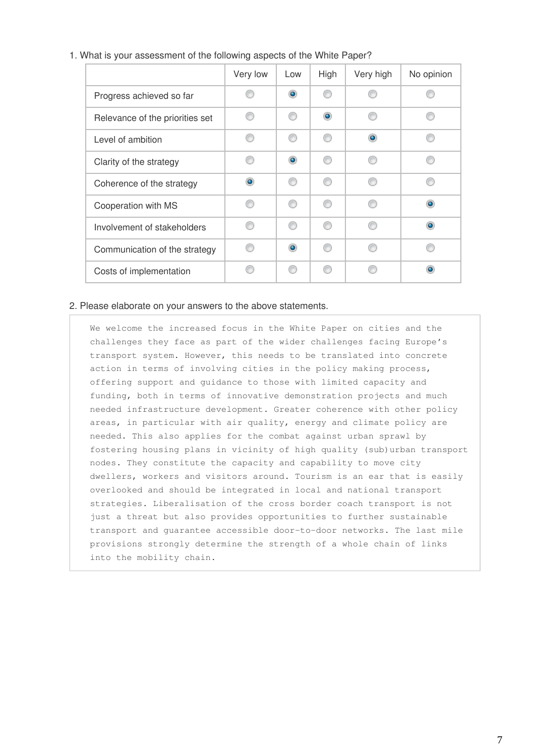1. What is your assessment of the following aspects of the White Paper?

| | Very low | Low | High | Very high | No opinion |
|---|---|---|---|---|---|
| Progress achieved so far | | ● | | | |
| Relevance of the priorities set | | | ● | | |
| Level of ambition | | | | ● | |
| Clarity of the strategy | | ● | | | |
| Coherence of the strategy | ● | | | | |
| Cooperation with MS | | | | | ● |
| Involvement of stakeholders | | | | | ● |
| Communication of the strategy | | ● | | | |
| Costs of implementation | | | | | ● |

2. Please elaborate on your answers to the above statements.

We welcome the increased focus in the White Paper on cities and the challenges they face as part of the wider challenges facing Europe's transport system. However, this needs to be translated into concrete action in terms of involving cities in the policy making process, offering support and guidance to those with limited capacity and funding, both in terms of innovative demonstration projects and much needed infrastructure development. Greater coherence with other policy areas, in particular with air quality, energy and climate policy are needed. This also applies for the combat against urban sprawl by fostering housing plans in vicinity of high quality (sub)urban transport nodes. They constitute the capacity and capability to move city dwellers, workers and visitors around. Tourism is an ear that is easily overlooked and should be integrated in local and national transport strategies. Liberalisation of the cross border coach transport is not just a threat but also provides opportunities to further sustainable transport and guarantee accessible door-to-door networks. The last mile provisions strongly determine the strength of a whole chain of links into the mobility chain.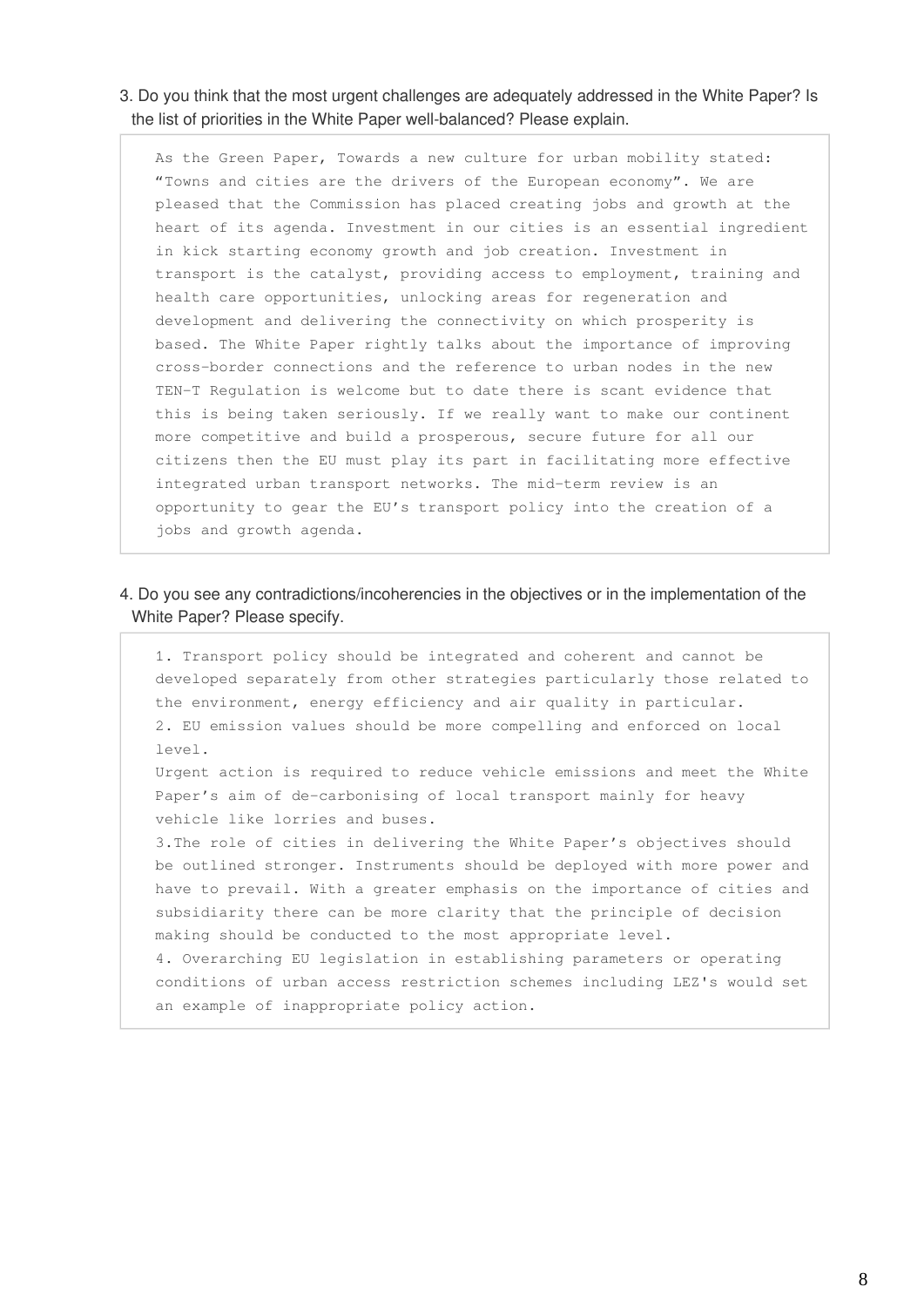3. Do you think that the most urgent challenges are adequately addressed in the White Paper? Is the list of priorities in the White Paper well-balanced? Please explain.

As the Green Paper, Towards a new culture for urban mobility stated: "Towns and cities are the drivers of the European economy". We are pleased that the Commission has placed creating jobs and growth at the heart of its agenda. Investment in our cities is an essential ingredient in kick starting economy growth and job creation. Investment in transport is the catalyst, providing access to employment, training and health care opportunities, unlocking areas for regeneration and development and delivering the connectivity on which prosperity is based. The White Paper rightly talks about the importance of improving cross-border connections and the reference to urban nodes in the new TEN-T Regulation is welcome but to date there is scant evidence that this is being taken seriously. If we really want to make our continent more competitive and build a prosperous, secure future for all our citizens then the EU must play its part in facilitating more effective integrated urban transport networks. The mid-term review is an opportunity to gear the EU's transport policy into the creation of a jobs and growth agenda.

4. Do you see any contradictions/incoherencies in the objectives or in the implementation of the White Paper? Please specify.

1. Transport policy should be integrated and coherent and cannot be developed separately from other strategies particularly those related to the environment, energy efficiency and air quality in particular.
2. EU emission values should be more compelling and enforced on local level.
Urgent action is required to reduce vehicle emissions and meet the White Paper's aim of de-carbonising of local transport mainly for heavy vehicle like lorries and buses.
3.The role of cities in delivering the White Paper's objectives should be outlined stronger. Instruments should be deployed with more power and have to prevail. With a greater emphasis on the importance of cities and subsidiarity there can be more clarity that the principle of decision making should be conducted to the most appropriate level.
4. Overarching EU legislation in establishing parameters or operating conditions of urban access restriction schemes including LEZ's would set an example of inappropriate policy action.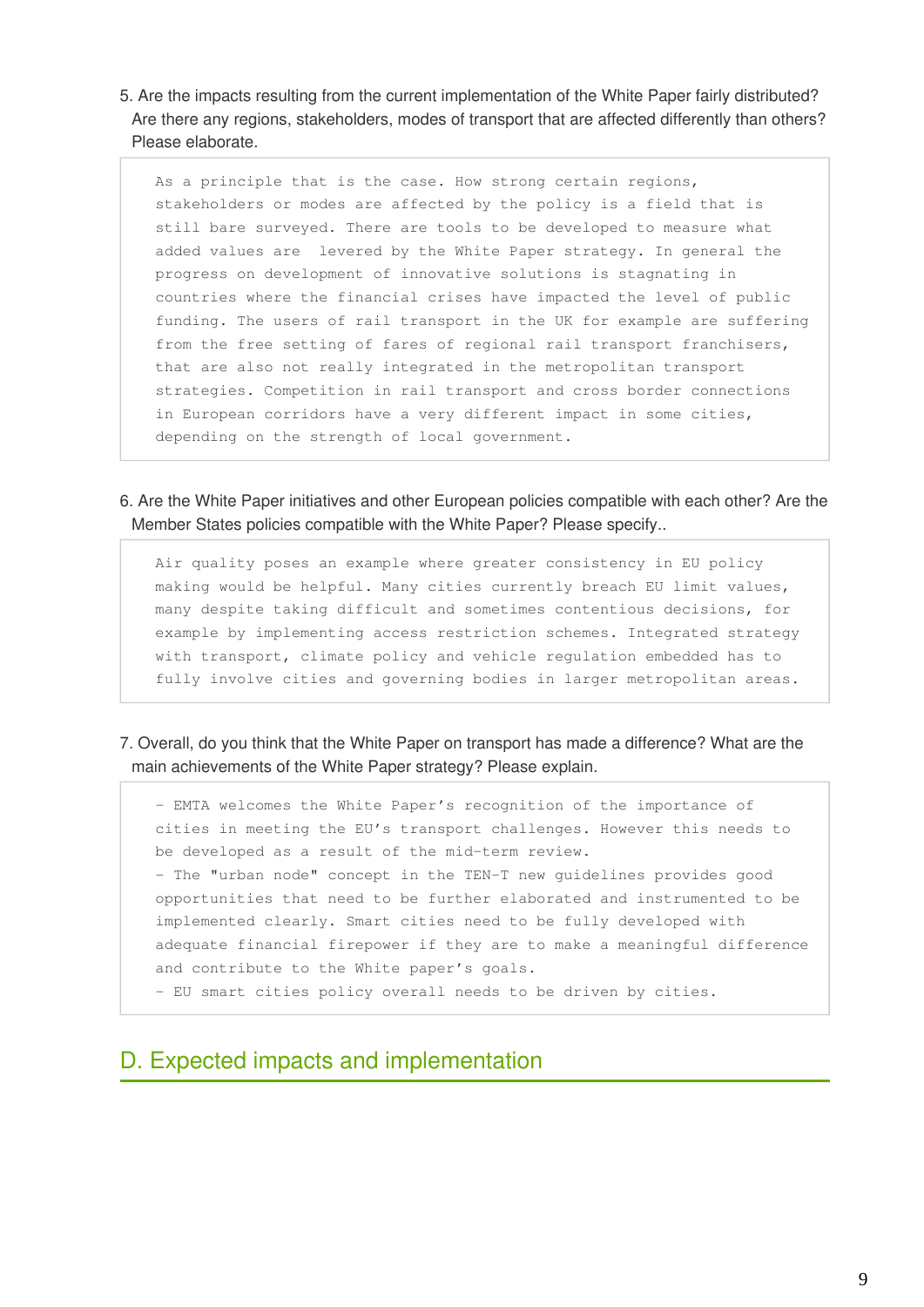5. Are the impacts resulting from the current implementation of the White Paper fairly distributed? Are there any regions, stakeholders, modes of transport that are affected differently than others? Please elaborate.

> As a principle that is the case. How strong certain regions, stakeholders or modes are affected by the policy is a field that is still bare surveyed. There are tools to be developed to measure what added values are levered by the White Paper strategy. In general the progress on development of innovative solutions is stagnating in countries where the financial crises have impacted the level of public funding. The users of rail transport in the UK for example are suffering from the free setting of fares of regional rail transport franchisers, that are also not really integrated in the metropolitan transport strategies. Competition in rail transport and cross border connections in European corridors have a very different impact in some cities, depending on the strength of local government.

6. Are the White Paper initiatives and other European policies compatible with each other? Are the Member States policies compatible with the White Paper? Please specify..

> Air quality poses an example where greater consistency in EU policy making would be helpful. Many cities currently breach EU limit values, many despite taking difficult and sometimes contentious decisions, for example by implementing access restriction schemes. Integrated strategy with transport, climate policy and vehicle regulation embedded has to fully involve cities and governing bodies in larger metropolitan areas.

7. Overall, do you think that the White Paper on transport has made a difference? What are the main achievements of the White Paper strategy? Please explain.

> - EMTA welcomes the White Paper's recognition of the importance of cities in meeting the EU's transport challenges. However this needs to be developed as a result of the mid-term review.
> - The "urban node" concept in the TEN-T new guidelines provides good opportunities that need to be further elaborated and instrumented to be implemented clearly. Smart cities need to be fully developed with adequate financial firepower if they are to make a meaningful difference and contribute to the White paper's goals.
> - EU smart cities policy overall needs to be driven by cities.

## D. Expected impacts and implementation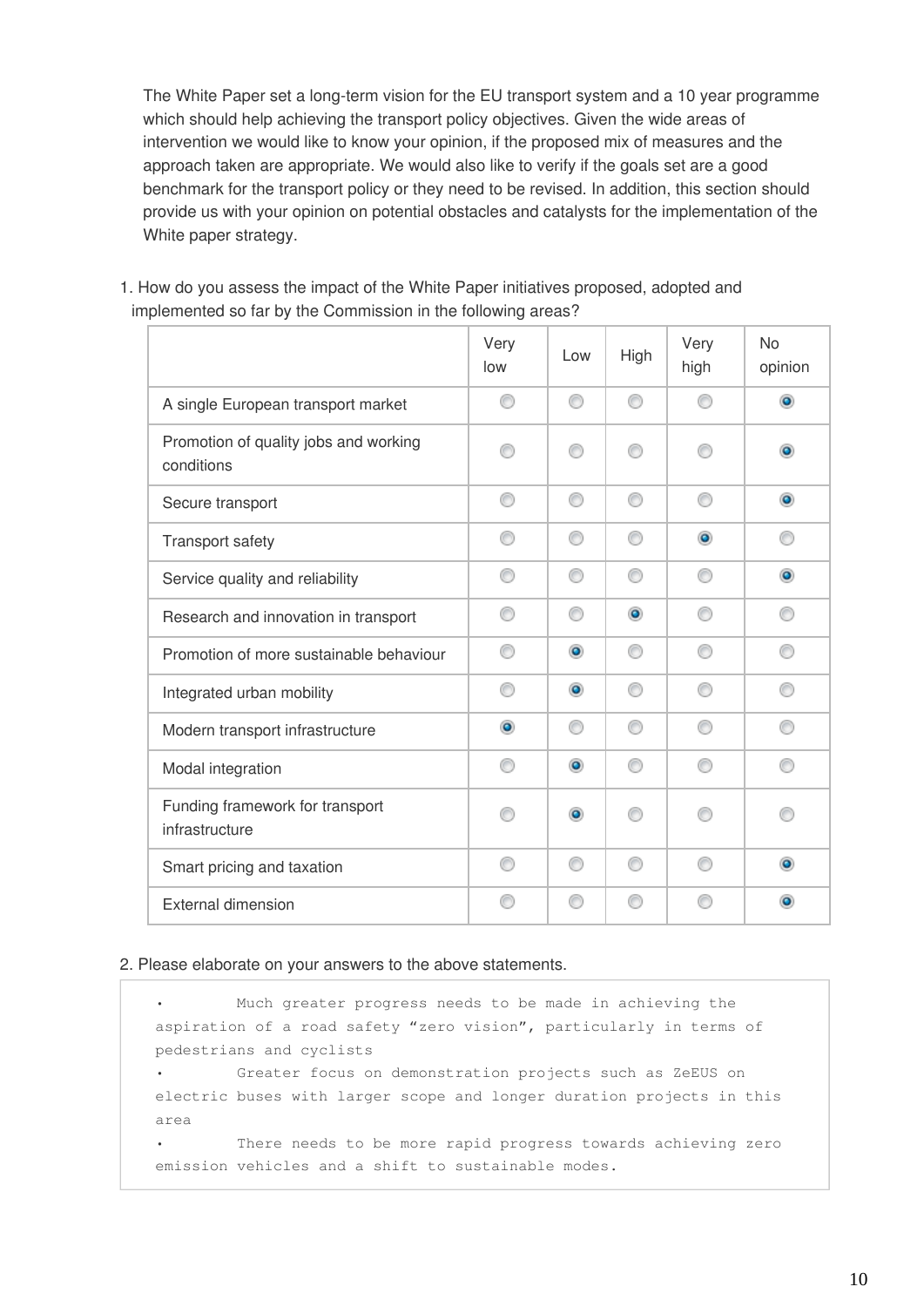The White Paper set a long-term vision for the EU transport system and a 10 year programme which should help achieving the transport policy objectives. Given the wide areas of intervention we would like to know your opinion, if the proposed mix of measures and the approach taken are appropriate. We would also like to verify if the goals set are a good benchmark for the transport policy or they need to be revised. In addition, this section should provide us with your opinion on potential obstacles and catalysts for the implementation of the White paper strategy.

1. How do you assess the impact of the White Paper initiatives proposed, adopted and implemented so far by the Commission in the following areas?

| | Very low | Low | High | Very high | No opinion |
|---|---|---|---|---|---|
| A single European transport market | | | | | X |
| Promotion of quality jobs and working conditions | | | | | X |
| Secure transport | | | | | X |
| Transport safety | | | | X | |
| Service quality and reliability | | | | | X |
| Research and innovation in transport | | | X | | |
| Promotion of more sustainable behaviour | | X | | | |
| Integrated urban mobility | | X | | | |
| Modern transport infrastructure | X | | | | |
| Modal integration | | X | | | |
| Funding framework for transport infrastructure | | X | | | |
| Smart pricing and taxation | | | | | X |
| External dimension | | | | | X |

2. Please elaborate on your answers to the above statements.

- Much greater progress needs to be made in achieving the aspiration of a road safety "zero vision", particularly in terms of pedestrians and cyclists
- Greater focus on demonstration projects such as ZeEUS on electric buses with larger scope and longer duration projects in this area
- There needs to be more rapid progress towards achieving zero emission vehicles and a shift to sustainable modes.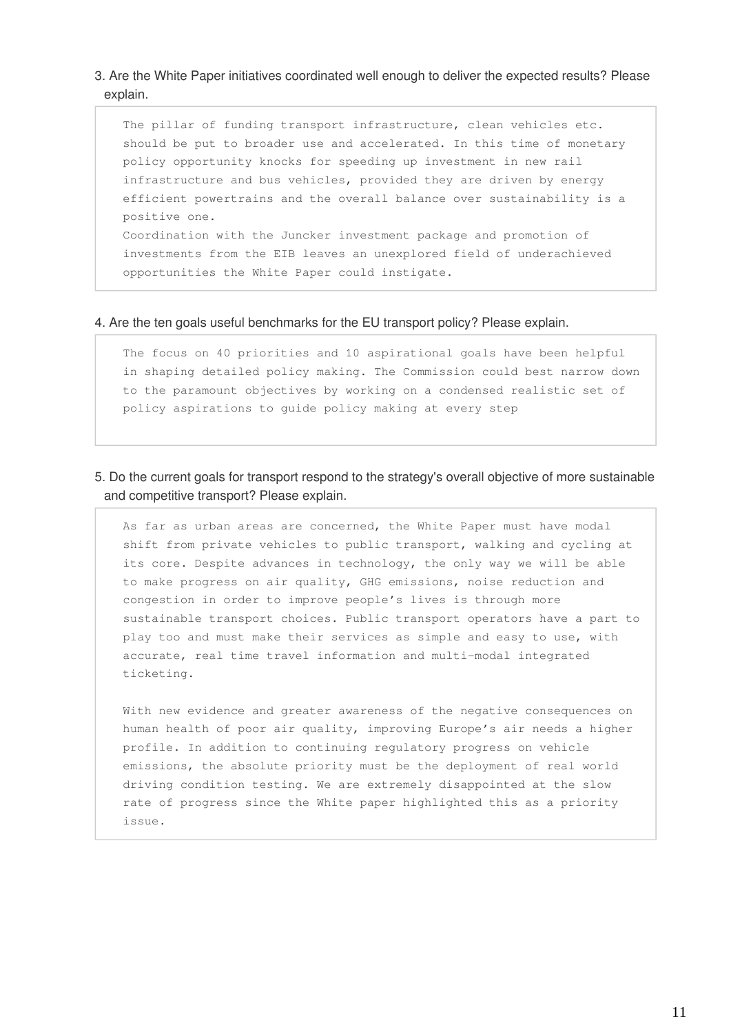3. Are the White Paper initiatives coordinated well enough to deliver the expected results? Please explain.

> The pillar of funding transport infrastructure, clean vehicles etc. should be put to broader use and accelerated. In this time of monetary policy opportunity knocks for speeding up investment in new rail infrastructure and bus vehicles, provided they are driven by energy efficient powertrains and the overall balance over sustainability is a positive one.
> Coordination with the Juncker investment package and promotion of investments from the EIB leaves an unexplored field of underachieved opportunities the White Paper could instigate.

4. Are the ten goals useful benchmarks for the EU transport policy? Please explain.

> The focus on 40 priorities and 10 aspirational goals have been helpful in shaping detailed policy making. The Commission could best narrow down to the paramount objectives by working on a condensed realistic set of policy aspirations to guide policy making at every step

5. Do the current goals for transport respond to the strategy's overall objective of more sustainable and competitive transport? Please explain.

> As far as urban areas are concerned, the White Paper must have modal shift from private vehicles to public transport, walking and cycling at its core. Despite advances in technology, the only way we will be able to make progress on air quality, GHG emissions, noise reduction and congestion in order to improve people's lives is through more sustainable transport choices. Public transport operators have a part to play too and must make their services as simple and easy to use, with accurate, real time travel information and multi-modal integrated ticketing.
>
> With new evidence and greater awareness of the negative consequences on human health of poor air quality, improving Europe's air needs a higher profile. In addition to continuing regulatory progress on vehicle emissions, the absolute priority must be the deployment of real world driving condition testing. We are extremely disappointed at the slow rate of progress since the White paper highlighted this as a priority issue.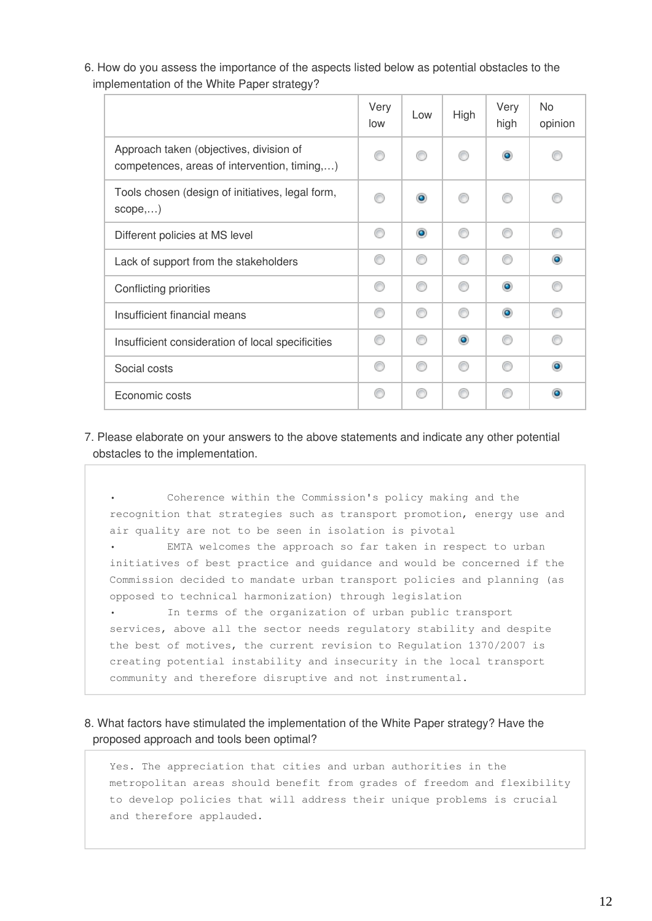6. How do you assess the importance of the aspects listed below as potential obstacles to the implementation of the White Paper strategy?

| | Very low | Low | High | Very high | No opinion |
|---|---|---|---|---|---|
| Approach taken (objectives, division of competences, areas of intervention, timing,…) | | | | ● | |
| Tools chosen (design of initiatives, legal form, scope,…) | | ● | | | |
| Different policies at MS level | | ● | | | |
| Lack of support from the stakeholders | | | | | ● |
| Conflicting priorities | | | | ● | |
| Insufficient financial means | | | | ● | |
| Insufficient consideration of local specificities | | | ● | | |
| Social costs | | | | | ● |
| Economic costs | | | | | ● |

7. Please elaborate on your answers to the above statements and indicate any other potential obstacles to the implementation.

- Coherence within the Commission's policy making and the recognition that strategies such as transport promotion, energy use and air quality are not to be seen in isolation is pivotal
- EMTA welcomes the approach so far taken in respect to urban initiatives of best practice and guidance and would be concerned if the Commission decided to mandate urban transport policies and planning (as opposed to technical harmonization) through legislation
- In terms of the organization of urban public transport services, above all the sector needs regulatory stability and despite the best of motives, the current revision to Regulation 1370/2007 is creating potential instability and insecurity in the local transport community and therefore disruptive and not instrumental.

8. What factors have stimulated the implementation of the White Paper strategy? Have the proposed approach and tools been optimal?

Yes. The appreciation that cities and urban authorities in the metropolitan areas should benefit from grades of freedom and flexibility to develop policies that will address their unique problems is crucial and therefore applauded.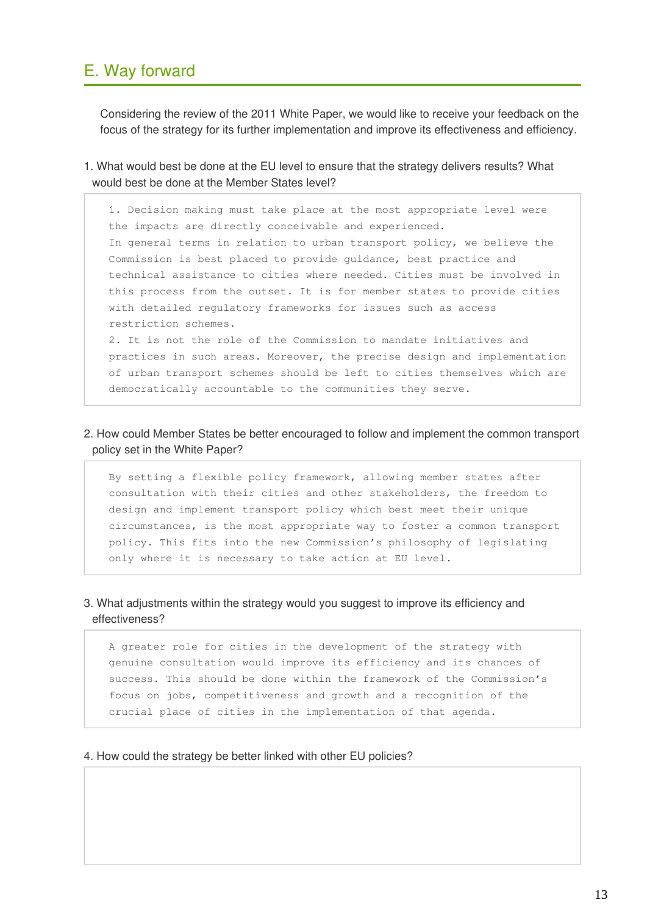## E. Way forward

Considering the review of the 2011 White Paper, we would like to receive your feedback on the focus of the strategy for its further implementation and improve its effectiveness and efficiency.

1. What would best be done at the EU level to ensure that the strategy delivers results? What would best be done at the Member States level?

> 1. Decision making must take place at the most appropriate level were the impacts are directly conceivable and experienced.
> In general terms in relation to urban transport policy, we believe the Commission is best placed to provide guidance, best practice and technical assistance to cities where needed. Cities must be involved in this process from the outset. It is for member states to provide cities with detailed regulatory frameworks for issues such as access restriction schemes.
> 2. It is not the role of the Commission to mandate initiatives and practices in such areas. Moreover, the precise design and implementation of urban transport schemes should be left to cities themselves which are democratically accountable to the communities they serve.

2. How could Member States be better encouraged to follow and implement the common transport policy set in the White Paper?

> By setting a flexible policy framework, allowing member states after consultation with their cities and other stakeholders, the freedom to design and implement transport policy which best meet their unique circumstances, is the most appropriate way to foster a common transport policy. This fits into the new Commission's philosophy of legislating only where it is necessary to take action at EU level.

3. What adjustments within the strategy would you suggest to improve its efficiency and effectiveness?

> A greater role for cities in the development of the strategy with genuine consultation would improve its efficiency and its chances of success. This should be done within the framework of the Commission's focus on jobs, competitiveness and growth and a recognition of the crucial place of cities in the implementation of that agenda.

4. How could the strategy be better linked with other EU policies?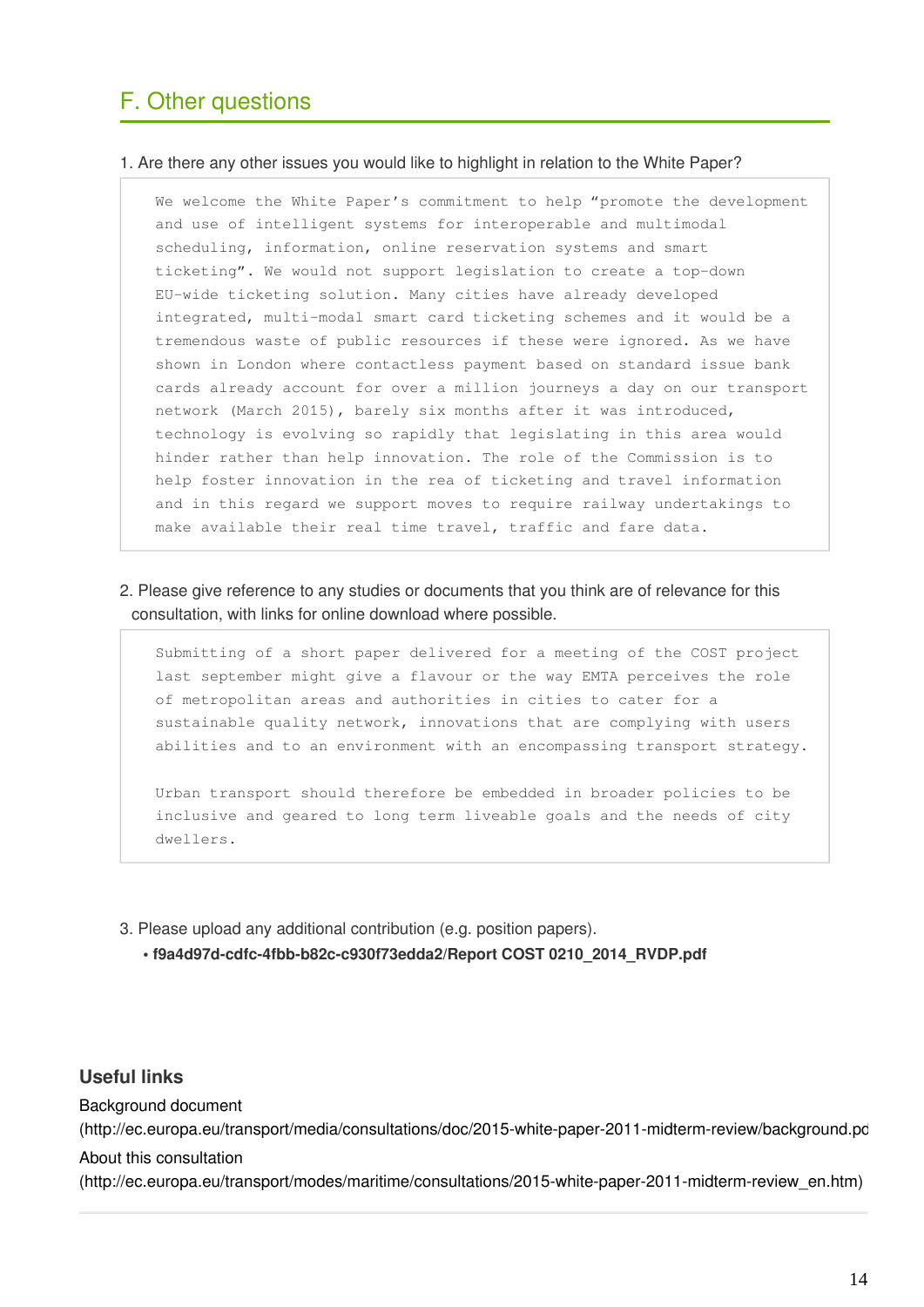## F. Other questions

1. Are there any other issues you would like to highlight in relation to the White Paper?

> We welcome the White Paper's commitment to help "promote the development and use of intelligent systems for interoperable and multimodal scheduling, information, online reservation systems and smart ticketing". We would not support legislation to create a top-down EU-wide ticketing solution. Many cities have already developed integrated, multi-modal smart card ticketing schemes and it would be a tremendous waste of public resources if these were ignored. As we have shown in London where contactless payment based on standard issue bank cards already account for over a million journeys a day on our transport network (March 2015), barely six months after it was introduced, technology is evolving so rapidly that legislating in this area would hinder rather than help innovation. The role of the Commission is to help foster innovation in the rea of ticketing and travel information and in this regard we support moves to require railway undertakings to make available their real time travel, traffic and fare data.

2. Please give reference to any studies or documents that you think are of relevance for this consultation, with links for online download where possible.

> Submitting of a short paper delivered for a meeting of the COST project last september might give a flavour or the way EMTA perceives the role of metropolitan areas and authorities in cities to cater for a sustainable quality network, innovations that are complying with users abilities and to an environment with an encompassing transport strategy.
>
> Urban transport should therefore be embedded in broader policies to be inclusive and geared to long term liveable goals and the needs of city dwellers.

3. Please upload any additional contribution (e.g. position papers).
   - **f9a4d97d-cdfc-4fbb-b82c-c930f73edda2/Report COST 0210_2014_RVDP.pdf**

### Useful links

Background document
(http://ec.europa.eu/transport/media/consultations/doc/2015-white-paper-2011-midterm-review/background.pd

About this consultation
(http://ec.europa.eu/transport/modes/maritime/consultations/2015-white-paper-2011-midterm-review_en.htm)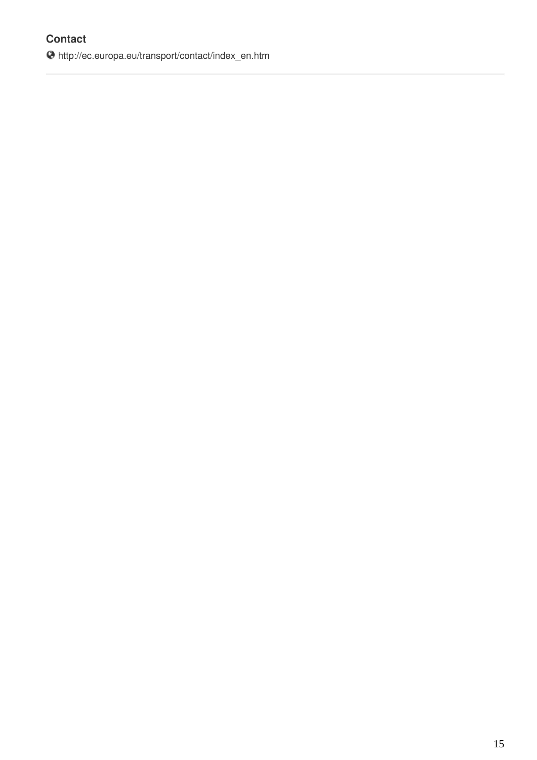### Contact

http://ec.europa.eu/transport/contact/index_en.htm

---